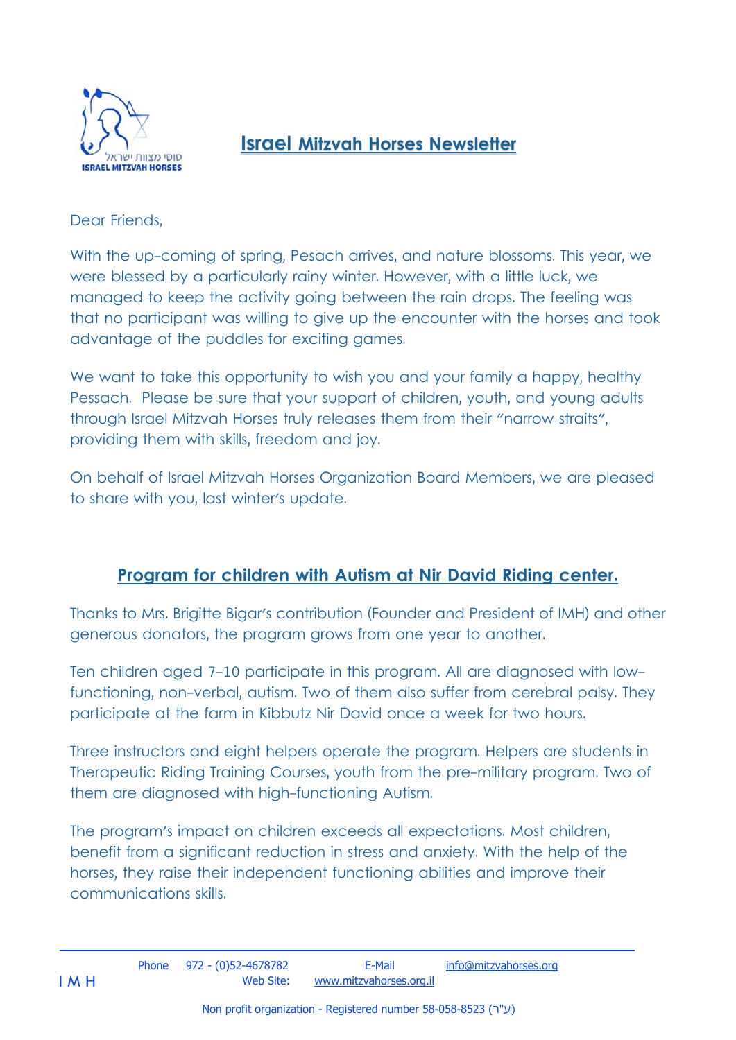# Israel Mitzvah Horses Newsletter

Dear Friends,

With the up-coming of spring, Pesach arrives, and nature blossoms. This year, we were blessed by a particularly rainy winter. However, with a little luck, we managed to keep the activity going between the rain drops. The feeling was that no participant was willing to give up the encounter with the horses and took advantage of the puddles for exciting games.

We want to take this opportunity to wish you and your family a happy, healthy Pessach. Please be sure that your support of children, youth, and young adults through Israel Mitzvah Horses truly releases them from their "narrow straits", providing them with skills, freedom and joy.

On behalf of Israel Mitzvah Horses Organization Board Members, we are pleased to share with you, last winter's update.

## Program for children with Autism at Nir David Riding center.

Thanks to Mrs. Brigitte Bigar's contribution (Founder and President of IMH) and other generous donators, the program grows from one year to another.

Ten children aged 7-10 participate in this program. All are diagnosed with low-functioning, non-verbal, autism. Two of them also suffer from cerebral palsy. They participate at the farm in Kibbutz Nir David once a week for two hours.

Three instructors and eight helpers operate the program. Helpers are students in Therapeutic Riding Training Courses, youth from the pre-military program. Two of them are diagnosed with high-functioning Autism.

The program's impact on children exceeds all expectations. Most children, benefit from a significant reduction in stress and anxiety. With the help of the horses, they raise their independent functioning abilities and improve their communications skills.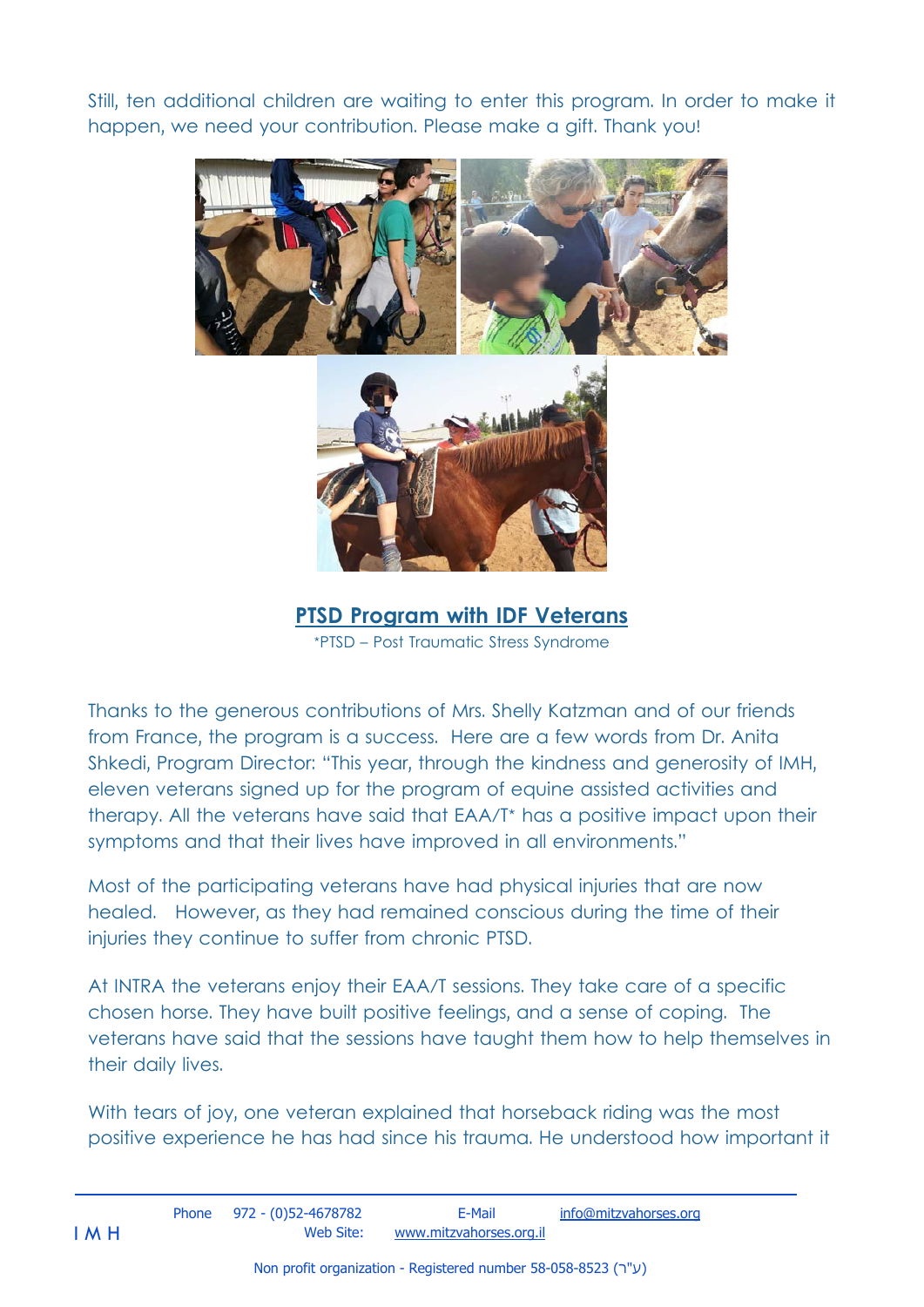Still, ten additional children are waiting to enter this program. In order to make it happen, we need your contribution. Please make a gift. Thank you!

## PTSD Program with IDF Veterans

*PTSD – Post Traumatic Stress Syndrome

Thanks to the generous contributions of Mrs. Shelly Katzman and of our friends from France, the program is a success. Here are a few words from Dr. Anita Shkedi, Program Director: "This year, through the kindness and generosity of IMH, eleven veterans signed up for the program of equine assisted activities and therapy. All the veterans have said that EAA/T* has a positive impact upon their symptoms and that their lives have improved in all environments."

Most of the participating veterans have had physical injuries that are now healed. However, as they had remained conscious during the time of their injuries they continue to suffer from chronic PTSD.

At INTRA the veterans enjoy their EAA/T sessions. They take care of a specific chosen horse. They have built positive feelings, and a sense of coping. The veterans have said that the sessions have taught them how to help themselves in their daily lives.

With tears of joy, one veteran explained that horseback riding was the most positive experience he has had since his trauma. He understood how important it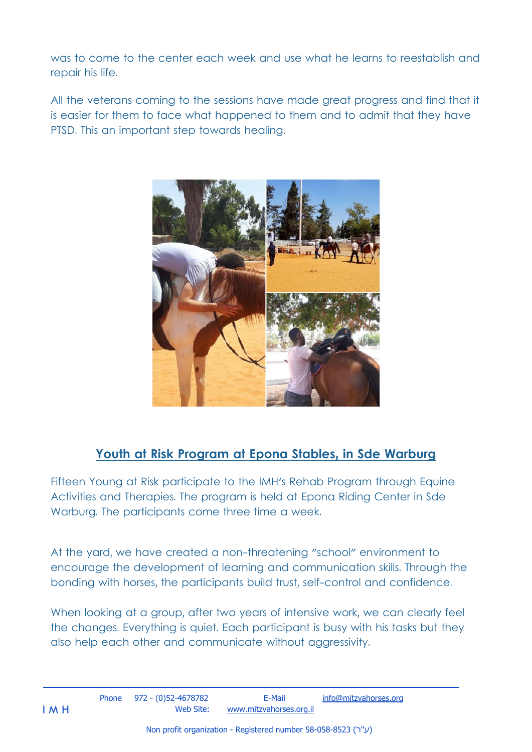was to come to the center each week and use what he learns to reestablish and repair his life.

All the veterans coming to the sessions have made great progress and find that it is easier for them to face what happened to them and to admit that they have PTSD. This an important step towards healing.

## Youth at Risk Program at Epona Stables, in Sde Warburg

Fifteen Young at Risk participate to the IMH's Rehab Program through Equine Activities and Therapies. The program is held at Epona Riding Center in Sde Warburg. The participants come three time a week.

At the yard, we have created a non-threatening "school" environment to encourage the development of learning and communication skills. Through the bonding with horses, the participants build trust, self-control and confidence.

When looking at a group, after two years of intensive work, we can clearly feel the changes. Everything is quiet. Each participant is busy with his tasks but they also help each other and communicate without aggressivity.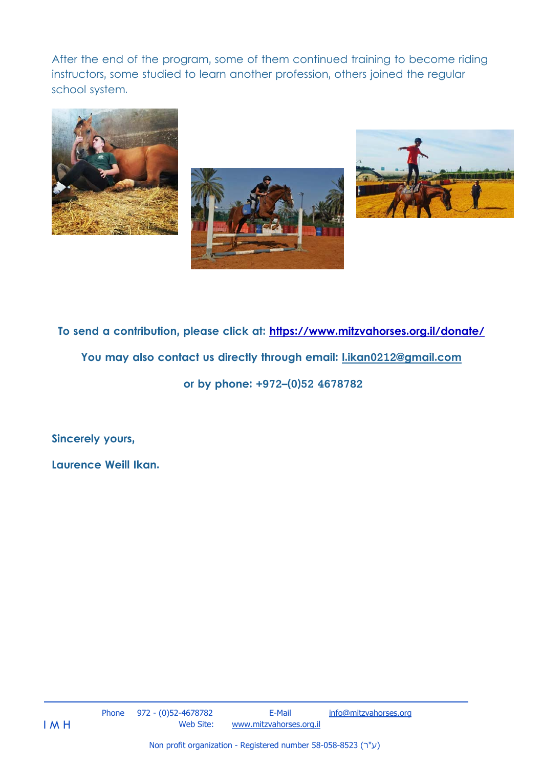After the end of the program, some of them continued training to become riding instructors, some studied to learn another profession, others joined the regular school system.

**To send a contribution, please click at: [https://www.mitzvahorses.org.il/donate/](https://www.mitzvahorses.org.il/donate/)**

**You may also contact us directly through email: l.ikan0212@gmail.com**

**or by phone: +972–(0)52 4678782**

**Sincerely yours,**

**Laurence Weill Ikan.**

I M H

Phone 972 - (0)52-4678782 E-Mail info@mitzvahorses.org
Web Site: www.mitzvahorses.org.il

Non profit organization - Registered number 58-058-8523 (ע"ר)